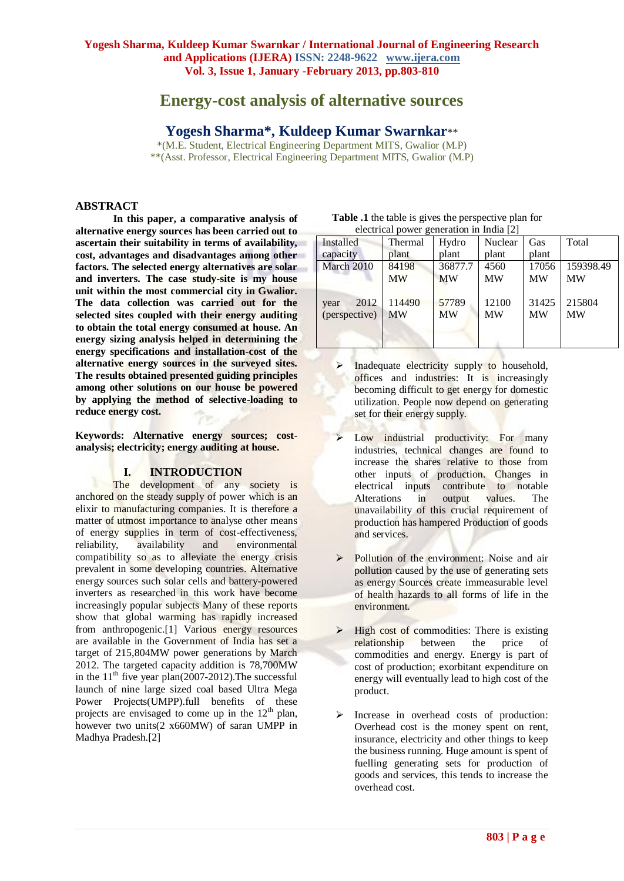# Energy-cost analysis of alternative sources

## Yogesh Sharma*, Kuldeep Kumar Swarnkar**

*(M.E. Student, Electrical Engineering Department MITS, Gwalior (M.P)
**(Asst. Professor, Electrical Engineering Department MITS, Gwalior (M.P)

## ABSTRACT

**In this paper, a comparative analysis of alternative energy sources has been carried out to ascertain their suitability in terms of availability, cost, advantages and disadvantages among other factors. The selected energy alternatives are solar and inverters. The case study-site is my house unit within the most commercial city in Gwalior. The data collection was carried out for the selected sites coupled with their energy auditing to obtain the total energy consumed at house. An energy sizing analysis helped in determining the energy specifications and installation-cost of the alternative energy sources in the surveyed sites. The results obtained presented guiding principles among other solutions on our house be powered by applying the method of selective-loading to reduce energy cost.**

**Keywords: Alternative energy sources; cost-analysis; electricity; energy auditing at house.**

## I. INTRODUCTION

The development of any society is anchored on the steady supply of power which is an elixir to manufacturing companies. It is therefore a matter of utmost importance to analyse other means of energy supplies in term of cost-effectiveness, reliability, availability and environmental compatibility so as to alleviate the energy crisis prevalent in some developing countries. Alternative energy sources such solar cells and battery-powered inverters as researched in this work have become increasingly popular subjects Many of these reports show that global warming has rapidly increased from anthropogenic.[1] Various energy resources are available in the Government of India has set a target of 215,804MW power generations by March 2012. The targeted capacity addition is 78,700MW in the 11th five year plan(2007-2012).The successful launch of nine large sized coal based Ultra Mega Power Projects(UMPP).full benefits of these projects are envisaged to come up in the 12th plan, however two units(2 x660MW) of saran UMPP in Madhya Pradesh.[2]

**Table .1** the table is gives the perspective plan for electrical power generation in India [2]

| Installed capacity | Thermal plant | Hydro plant | Nuclear plant | Gas plant | Total |
|---|---|---|---|---|---|
| March 2010 | 84198 MW | 36877.7 MW | 4560 MW | 17056 MW | 159398.49 MW |
| year 2012 (perspective) | 114490 MW | 57789 MW | 12100 MW | 31425 MW | 215804 MW |

- Inadequate electricity supply to household, offices and industries: It is increasingly becoming difficult to get energy for domestic utilization. People now depend on generating set for their energy supply.
- Low industrial productivity: For many industries, technical changes are found to increase the shares relative to those from other inputs of production. Changes in electrical inputs contribute to notable Alterations in output values. The unavailability of this crucial requirement of production has hampered Production of goods and services.
- Pollution of the environment: Noise and air pollution caused by the use of generating sets as energy Sources create immeasurable level of health hazards to all forms of life in the environment.
- High cost of commodities: There is existing relationship between the price of commodities and energy. Energy is part of cost of production; exorbitant expenditure on energy will eventually lead to high cost of the product.
- Increase in overhead costs of production: Overhead cost is the money spent on rent, insurance, electricity and other things to keep the business running. Huge amount is spent of fuelling generating sets for production of goods and services, this tends to increase the overhead cost.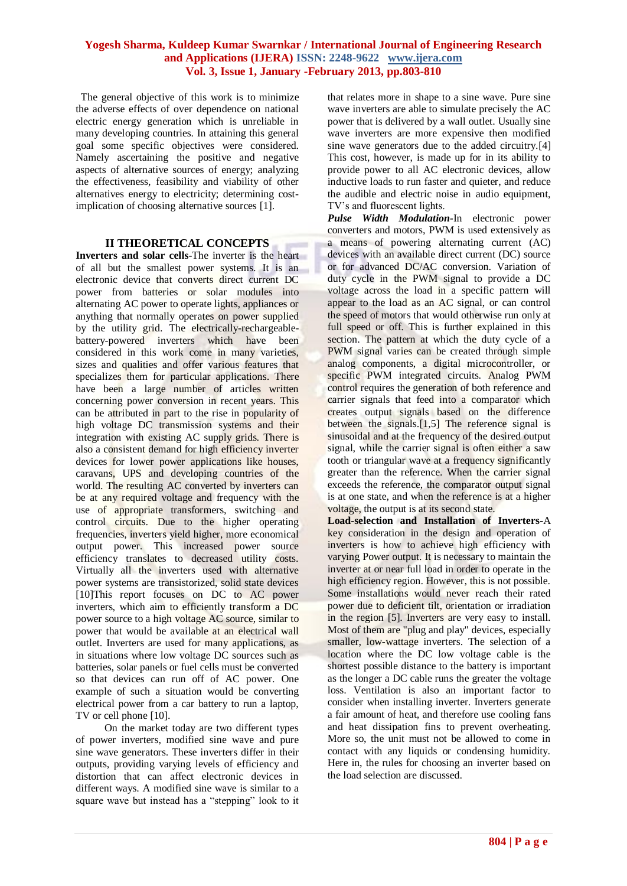The general objective of this work is to minimize the adverse effects of over dependence on national electric energy generation which is unreliable in many developing countries. In attaining this general goal some specific objectives were considered. Namely ascertaining the positive and negative aspects of alternative sources of energy; analyzing the effectiveness, feasibility and viability of other alternatives energy to electricity; determining cost-implication of choosing alternative sources [1].

## II THEORETICAL CONCEPTS

**Inverters and solar cells**-The inverter is the heart of all but the smallest power systems. It is an electronic device that converts direct current DC power from batteries or solar modules into alternating AC power to operate lights, appliances or anything that normally operates on power supplied by the utility grid. The electrically-rechargeable-battery-powered inverters which have been considered in this work come in many varieties, sizes and qualities and offer various features that specializes them for particular applications. There have been a large number of articles written concerning power conversion in recent years. This can be attributed in part to the rise in popularity of high voltage DC transmission systems and their integration with existing AC supply grids. There is also a consistent demand for high efficiency inverter devices for lower power applications like houses, caravans, UPS and developing countries of the world. The resulting AC converted by inverters can be at any required voltage and frequency with the use of appropriate transformers, switching and control circuits. Due to the higher operating frequencies, inverters yield higher, more economical output power. This increased power source efficiency translates to decreased utility costs. Virtually all the inverters used with alternative power systems are transistorized, solid state devices [10]This report focuses on DC to AC power inverters, which aim to efficiently transform a DC power source to a high voltage AC source, similar to power that would be available at an electrical wall outlet. Inverters are used for many applications, as in situations where low voltage DC sources such as batteries, solar panels or fuel cells must be converted so that devices can run off of AC power. One example of such a situation would be converting electrical power from a car battery to run a laptop, TV or cell phone [10].

On the market today are two different types of power inverters, modified sine wave and pure sine wave generators. These inverters differ in their outputs, providing varying levels of efficiency and distortion that can affect electronic devices in different ways. A modified sine wave is similar to a square wave but instead has a "stepping" look to it that relates more in shape to a sine wave. Pure sine wave inverters are able to simulate precisely the AC power that is delivered by a wall outlet. Usually sine wave inverters are more expensive then modified sine wave generators due to the added circuitry.[4] This cost, however, is made up for in its ability to provide power to all AC electronic devices, allow inductive loads to run faster and quieter, and reduce the audible and electric noise in audio equipment, TV's and fluorescent lights.

***Pulse Width Modulation***-In electronic power converters and motors, PWM is used extensively as a means of powering alternating current (AC) devices with an available direct current (DC) source or for advanced DC/AC conversion. Variation of duty cycle in the PWM signal to provide a DC voltage across the load in a specific pattern will appear to the load as an AC signal, or can control the speed of motors that would otherwise run only at full speed or off. This is further explained in this section. The pattern at which the duty cycle of a PWM signal varies can be created through simple analog components, a digital microcontroller, or specific PWM integrated circuits. Analog PWM control requires the generation of both reference and carrier signals that feed into a comparator which creates output signals based on the difference between the signals.[1,5] The reference signal is sinusoidal and at the frequency of the desired output signal, while the carrier signal is often either a saw tooth or triangular wave at a frequency significantly greater than the reference. When the carrier signal exceeds the reference, the comparator output signal is at one state, and when the reference is at a higher voltage, the output is at its second state.

**Load-selection and Installation of Inverters**-A key consideration in the design and operation of inverters is how to achieve high efficiency with varying Power output. It is necessary to maintain the inverter at or near full load in order to operate in the high efficiency region. However, this is not possible. Some installations would never reach their rated power due to deficient tilt, orientation or irradiation in the region [5]. Inverters are very easy to install. Most of them are "plug and play" devices, especially smaller, low-wattage inverters. The selection of a location where the DC low voltage cable is the shortest possible distance to the battery is important as the longer a DC cable runs the greater the voltage loss. Ventilation is also an important factor to consider when installing inverter. Inverters generate a fair amount of heat, and therefore use cooling fans and heat dissipation fins to prevent overheating. More so, the unit must not be allowed to come in contact with any liquids or condensing humidity. Here in, the rules for choosing an inverter based on the load selection are discussed.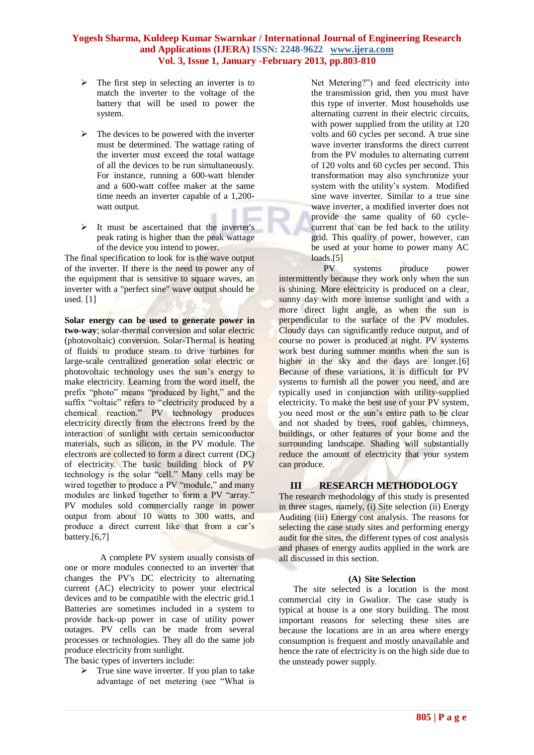- The first step in selecting an inverter is to match the inverter to the voltage of the battery that will be used to power the system.

- The devices to be powered with the inverter must be determined. The wattage rating of the inverter must exceed the total wattage of all the devices to be run simultaneously. For instance, running a 600-watt blender and a 600-watt coffee maker at the same time needs an inverter capable of a 1,200-watt output.

- It must be ascertained that the inverter's peak rating is higher than the peak wattage of the device you intend to power.

The final specification to look for is the wave output of the inverter. If there is the need to power any of the equipment that is sensitive to square waves, an inverter with a "perfect sine" wave output should be used. [1]

**Solar energy can be used to generate power in two-way**; solar-thermal conversion and solar electric (photovoltaic) conversion. Solar-Thermal is heating of fluids to produce steam to drive turbines for large-scale centralized generation solar electric or photovoltaic technology uses the sun's energy to make electricity. Learning from the word itself, the prefix "photo" means "produced by light," and the suffix "voltaic" refers to "electricity produced by a chemical reaction." PV technology produces electricity directly from the electrons freed by the interaction of sunlight with certain semiconductor materials, such as silicon, in the PV module. The electrons are collected to form a direct current (DC) of electricity. The basic building block of PV technology is the solar "cell." Many cells may be wired together to produce a PV "module," and many modules are linked together to form a PV "array." PV modules sold commercially range in power output from about 10 watts to 300 watts, and produce a direct current like that from a car's battery.[6,7]

A complete PV system usually consists of one or more modules connected to an inverter that changes the PV's DC electricity to alternating current (AC) electricity to power your electrical devices and to be compatible with the electric grid.1 Batteries are sometimes included in a system to provide back-up power in case of utility power outages. PV cells can be made from several processes or technologies. They all do the same job produce electricity from sunlight.

The basic types of inverters include:

- True sine wave inverter. If you plan to take advantage of net metering (see "What is Net Metering?") and feed electricity into the transmission grid, then you must have this type of inverter. Most households use alternating current in their electric circuits, with power supplied from the utility at 120 volts and 60 cycles per second. A true sine wave inverter transforms the direct current from the PV modules to alternating current of 120 volts and 60 cycles per second. This transformation may also synchronize your system with the utility's system. Modified sine wave inverter. Similar to a true sine wave inverter, a modified inverter does not provide the same quality of 60 cycle-current that can be fed back to the utility grid. This quality of power, however, can be used at your home to power many AC loads.[5]

PV systems produce power intermittently because they work only when the sun is shining. More electricity is produced on a clear, sunny day with more intense sunlight and with a more direct light angle, as when the sun is perpendicular to the surface of the PV modules. Cloudy days can significantly reduce output, and of course no power is produced at night. PV systems work best during summer months when the sun is higher in the sky and the days are longer.[6] Because of these variations, it is difficult for PV systems to furnish all the power you need, and are typically used in conjunction with utility-supplied electricity. To make the best use of your PV system, you need most or the sun's entire path to be clear and not shaded by trees, roof gables, chimneys, buildings, or other features of your home and the surrounding landscape. Shading will substantially reduce the amount of electricity that your system can produce.

## III RESEARCH METHODOLOGY

The research methodology of this study is presented in three stages, namely, (i) Site selection (ii) Energy Auditing (iii) Energy cost analysis. The reasons for selecting the case study sites and performing energy audit for the sites, the different types of cost analysis and phases of energy audits applied in the work are all discussed in this section.

### (A) Site Selection

The site selected is a location is the most commercial city in Gwalior. The case study is typical at house is a one story building. The most important reasons for selecting these sites are because the locations are in an area where energy consumption is frequent and mostly unavailable and hence the rate of electricity is on the high side due to the unsteady power supply.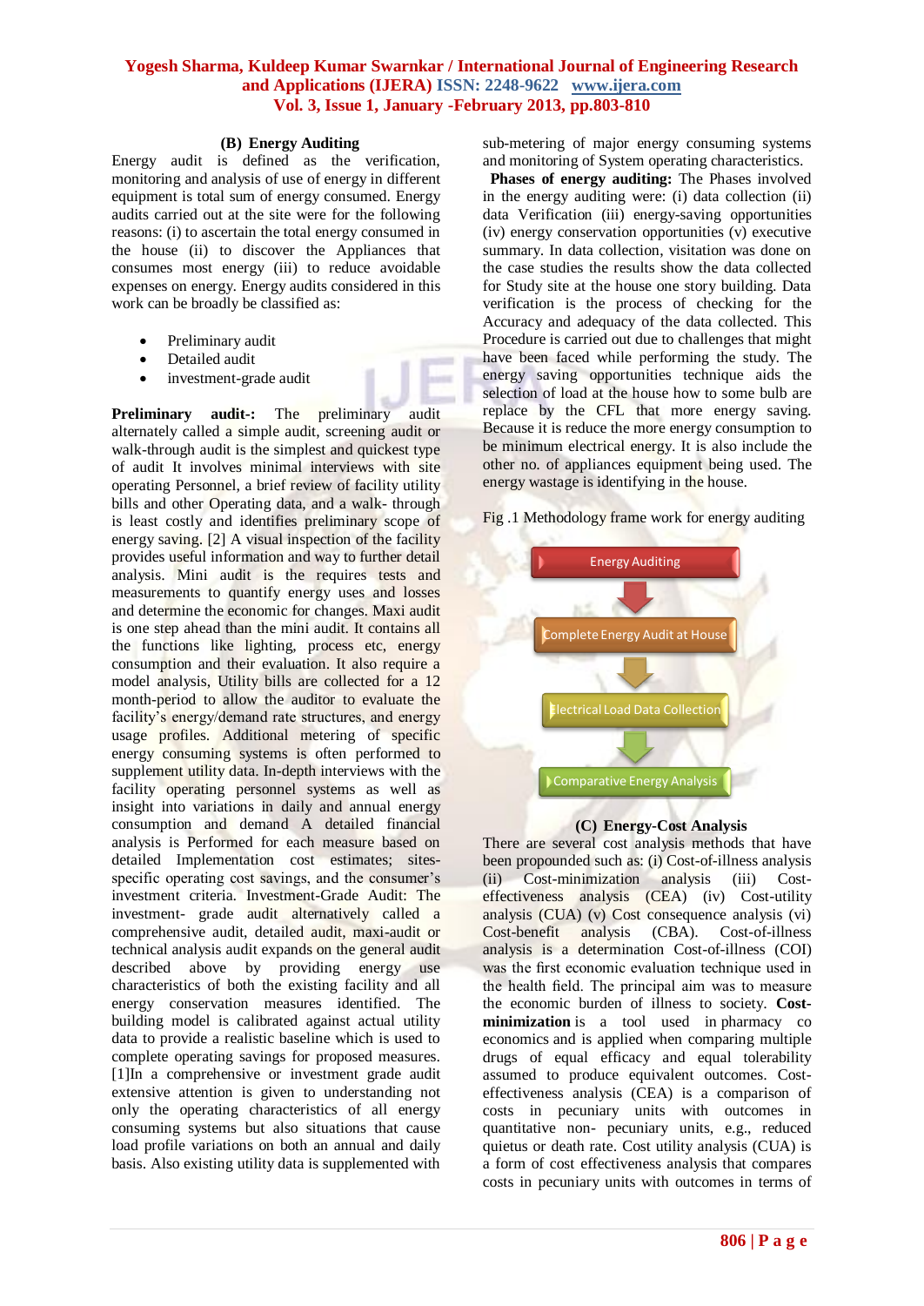### (B) Energy Auditing

Energy audit is defined as the verification, monitoring and analysis of use of energy in different equipment is total sum of energy consumed. Energy audits carried out at the site were for the following reasons: (i) to ascertain the total energy consumed in the house (ii) to discover the Appliances that consumes most energy (iii) to reduce avoidable expenses on energy. Energy audits considered in this work can be broadly be classified as:

- Preliminary audit
- Detailed audit
- investment-grade audit

**Preliminary audit-:** The preliminary audit alternately called a simple audit, screening audit or walk-through audit is the simplest and quickest type of audit It involves minimal interviews with site operating Personnel, a brief review of facility utility bills and other Operating data, and a walk- through is least costly and identifies preliminary scope of energy saving. [2] A visual inspection of the facility provides useful information and way to further detail analysis. Mini audit is the requires tests and measurements to quantify energy uses and losses and determine the economic for changes. Maxi audit is one step ahead than the mini audit. It contains all the functions like lighting, process etc, energy consumption and their evaluation. It also require a model analysis, Utility bills are collected for a 12 month-period to allow the auditor to evaluate the facility's energy/demand rate structures, and energy usage profiles. Additional metering of specific energy consuming systems is often performed to supplement utility data. In-depth interviews with the facility operating personnel systems as well as insight into variations in daily and annual energy consumption and demand A detailed financial analysis is Performed for each measure based on detailed Implementation cost estimates; sites-specific operating cost savings, and the consumer's investment criteria. Investment-Grade Audit: The investment- grade audit alternatively called a comprehensive audit, detailed audit, maxi-audit or technical analysis audit expands on the general audit described above by providing energy use characteristics of both the existing facility and all energy conservation measures identified. The building model is calibrated against actual utility data to provide a realistic baseline which is used to complete operating savings for proposed measures. [1]In a comprehensive or investment grade audit extensive attention is given to understanding not only the operating characteristics of all energy consuming systems but also situations that cause load profile variations on both an annual and daily basis. Also existing utility data is supplemented with sub-metering of major energy consuming systems and monitoring of System operating characteristics.

**Phases of energy auditing:** The Phases involved in the energy auditing were: (i) data collection (ii) data Verification (iii) energy-saving opportunities (iv) energy conservation opportunities (v) executive summary. In data collection, visitation was done on the case studies the results show the data collected for Study site at the house one story building. Data verification is the process of checking for the Accuracy and adequacy of the data collected. This Procedure is carried out due to challenges that might have been faced while performing the study. The energy saving opportunities technique aids the selection of load at the house how to some bulb are replace by the CFL that more energy saving. Because it is reduce the more energy consumption to be minimum electrical energy. It is also include the other no. of appliances equipment being used. The energy wastage is identifying in the house.

Fig .1 Methodology frame work for energy auditing

Energy Auditing → Complete Energy Audit at House → Electrical Load Data Collection → Comparative Energy Analysis

### (C) Energy-Cost Analysis

There are several cost analysis methods that have been propounded such as: (i) Cost-of-illness analysis (ii) Cost-minimization analysis (iii) Cost-effectiveness analysis (CEA) (iv) Cost-utility analysis (CUA) (v) Cost consequence analysis (vi) Cost-benefit analysis (CBA). Cost-of-illness analysis is a determination Cost-of-illness (COI) was the first economic evaluation technique used in the health field. The principal aim was to measure the economic burden of illness to society. **Cost-minimization** is a tool used in pharmacy co economics and is applied when comparing multiple drugs of equal efficacy and equal tolerability assumed to produce equivalent outcomes. Cost-effectiveness analysis (CEA) is a comparison of costs in pecuniary units with outcomes in quantitative non- pecuniary units, e.g., reduced quietus or death rate. Cost utility analysis (CUA) is a form of cost effectiveness analysis that compares costs in pecuniary units with outcomes in terms of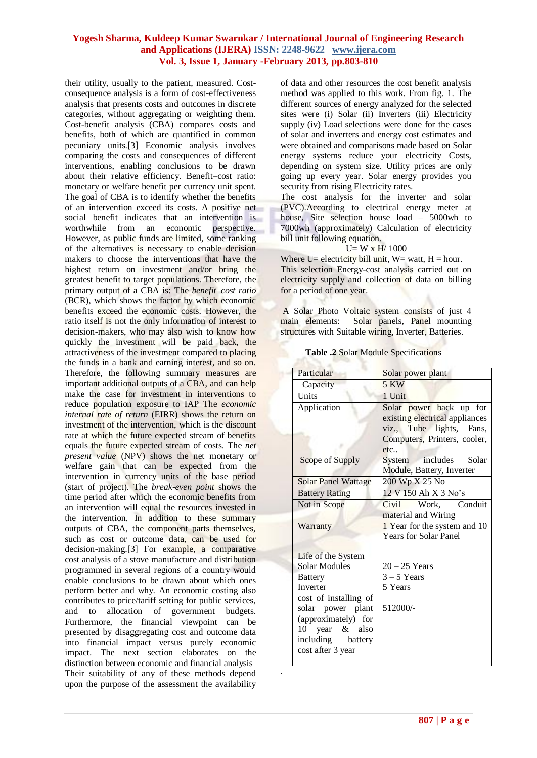their utility, usually to the patient, measured. Cost-consequence analysis is a form of cost-effectiveness analysis that presents costs and outcomes in discrete categories, without aggregating or weighting them. Cost-benefit analysis (CBA) compares costs and benefits, both of which are quantified in common pecuniary units.[3] Economic analysis involves comparing the costs and consequences of different interventions, enabling conclusions to be drawn about their relative efficiency. Benefit–cost ratio: monetary or welfare benefit per currency unit spent. The goal of CBA is to identify whether the benefits of an intervention exceed its costs. A positive net social benefit indicates that an intervention is worthwhile from an economic perspective. However, as public funds are limited, some ranking of the alternatives is necessary to enable decision makers to choose the interventions that have the highest return on investment and/or bring the greatest benefit to target populations. Therefore, the primary output of a CBA is: The *benefit–cost ratio* (BCR), which shows the factor by which economic benefits exceed the economic costs. However, the ratio itself is not the only information of interest to decision-makers, who may also wish to know how quickly the investment will be paid back, the attractiveness of the investment compared to placing the funds in a bank and earning interest, and so on. Therefore, the following summary measures are important additional outputs of a CBA, and can help make the case for investment in interventions to reduce population exposure to IAP The *economic internal rate of return* (EIRR) shows the return on investment of the intervention, which is the discount rate at which the future expected stream of benefits equals the future expected stream of costs. The *net present value* (NPV) shows the net monetary or welfare gain that can be expected from the intervention in currency units of the base period (start of project). The *break-even point* shows the time period after which the economic benefits from an intervention will equal the resources invested in the intervention. In addition to these summary outputs of CBA, the component parts themselves, such as cost or outcome data, can be used for decision-making.[3] For example, a comparative cost analysis of a stove manufacture and distribution programmed in several regions of a country would enable conclusions to be drawn about which ones perform better and why. An economic costing also contributes to price/tariff setting for public services, and to allocation of government budgets. Furthermore, the financial viewpoint can be presented by disaggregating cost and outcome data into financial impact versus purely economic impact. The next section elaborates on the distinction between economic and financial analysis Their suitability of any of these methods depend upon the purpose of the assessment the availability of data and other resources the cost benefit analysis method was applied to this work. From fig. 1. The different sources of energy analyzed for the selected sites were (i) Solar (ii) Inverters (iii) Electricity supply (iv) Load selections were done for the cases of solar and inverters and energy cost estimates and were obtained and comparisons made based on Solar energy systems reduce your electricity Costs, depending on system size. Utility prices are only going up every year. Solar energy provides you security from rising Electricity rates.

The cost analysis for the inverter and solar (PVC).According to electrical energy meter at house, Site selection house load – 5000wh to 7000wh (approximately) Calculation of electricity bill unit following equation.

$$U = W \times H / 1000$$

Where U= electricity bill unit, W= watt, H = hour.

This selection Energy-cost analysis carried out on electricity supply and collection of data on billing for a period of one year.

A Solar Photo Voltaic system consists of just 4 main elements: Solar panels, Panel mounting structures with Suitable wiring, Inverter, Batteries.

**Table .2** Solar Module Specifications

| Particular | Solar power plant |
|---|---|
| Capacity | 5 KW |
| Units | 1 Unit |
| Application | Solar power back up for existing electrical appliances viz., Tube lights, Fans, Computers, Printers, cooler, etc.. |
| Scope of Supply | System includes Solar Module, Battery, Inverter |
| Solar Panel Wattage | 200 Wp X 25 No |
| Battery Rating | 12 V 150 Ah X 3 No's |
| Not in Scope | Civil Work, Conduit material and Wiring |
| Warranty | 1 Year for the system and 10 Years for Solar Panel |
| Life of the System<br>Solar Modules<br>Battery<br>Inverter | <br>20 – 25 Years<br>3 – 5 Years<br>5 Years |
| cost of installing of solar power plant (approximately) for 10 year & also including battery cost after 3 year | 512000/- |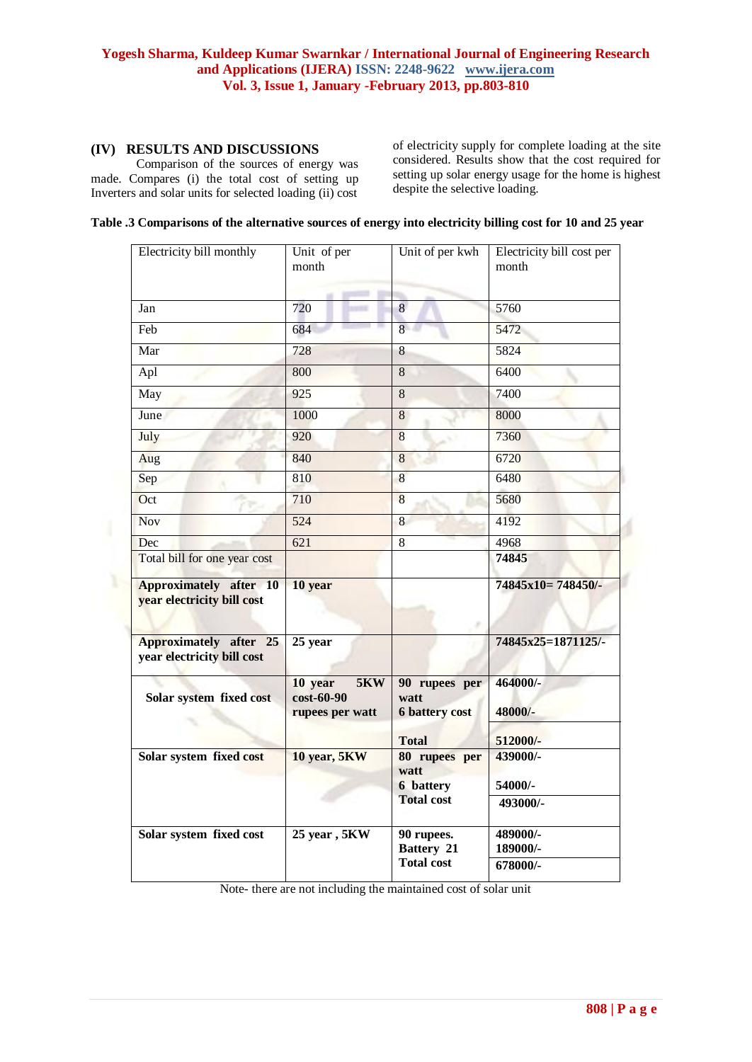## (IV) RESULTS AND DISCUSSIONS

Comparison of the sources of energy was made. Compares (i) the total cost of setting up Inverters and solar units for selected loading (ii) cost of electricity supply for complete loading at the site considered. Results show that the cost required for setting up solar energy usage for the home is highest despite the selective loading.

**Table .3 Comparisons of the alternative sources of energy into electricity billing cost for 10 and 25 year**

| Electricity bill monthly | Unit of per month | Unit of per kwh | Electricity bill cost per month |
|---|---|---|---|
| Jan | 720 | 8 | 5760 |
| Feb | 684 | 8 | 5472 |
| Mar | 728 | 8 | 5824 |
| Apl | 800 | 8 | 6400 |
| May | 925 | 8 | 7400 |
| June | 1000 | 8 | 8000 |
| July | 920 | 8 | 7360 |
| Aug | 840 | 8 | 6720 |
| Sep | 810 | 8 | 6480 |
| Oct | 710 | 8 | 5680 |
| Nov | 524 | 8 | 4192 |
| Dec | 621 | 8 | 4968 |
| Total bill for one year cost | | | **74845** |
| **Approximately after 10 year electricity bill cost** | **10 year** | | **74845x10= 748450/-** |
| **Approximately after 25 year electricity bill cost** | **25 year** | | **74845x25=1871125/-** |
| **Solar system fixed cost** | **10 year 5KW cost-60-90 rupees per watt** | **90 rupees per watt**<br>**6 battery cost**<br>**Total** | **464000/-**<br>**48000/-**<br>**512000/-** |
| **Solar system fixed cost** | **10 year, 5KW** | **80 rupees per watt**<br>**6 battery**<br>**Total cost** | **439000/-**<br>**54000/-**<br>**493000/-** |
| **Solar system fixed cost** | **25 year , 5KW** | **90 rupees.**<br>**Battery 21**<br>**Total cost** | **489000/-**<br>**189000/-**<br>**678000/-** |

Note- there are not including the maintained cost of solar unit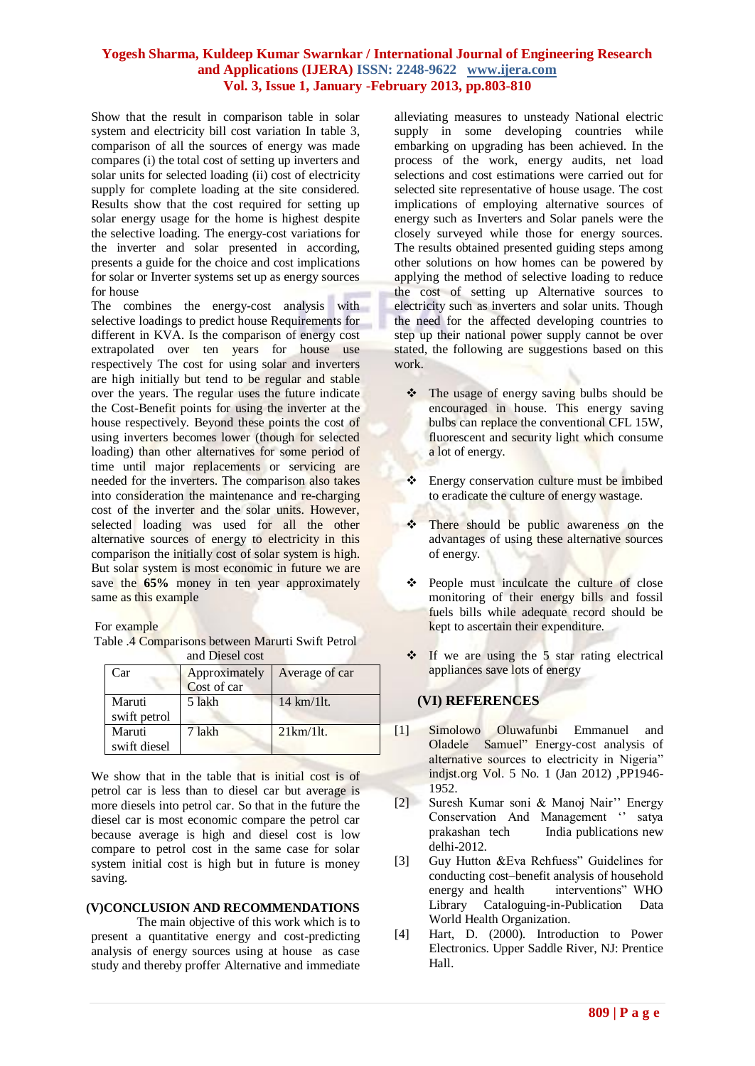Show that the result in comparison table in solar system and electricity bill cost variation In table 3, comparison of all the sources of energy was made compares (i) the total cost of setting up inverters and solar units for selected loading (ii) cost of electricity supply for complete loading at the site considered. Results show that the cost required for setting up solar energy usage for the home is highest despite the selective loading. The energy-cost variations for the inverter and solar presented in according, presents a guide for the choice and cost implications for solar or Inverter systems set up as energy sources for house

The combines the energy-cost analysis with selective loadings to predict house Requirements for different in KVA. Is the comparison of energy cost extrapolated over ten years for house use respectively The cost for using solar and inverters are high initially but tend to be regular and stable over the years. The regular uses the future indicate the Cost-Benefit points for using the inverter at the house respectively. Beyond these points the cost of using inverters becomes lower (though for selected loading) than other alternatives for some period of time until major replacements or servicing are needed for the inverters. The comparison also takes into consideration the maintenance and re-charging cost of the inverter and the solar units. However, selected loading was used for all the other alternative sources of energy to electricity in this comparison the initially cost of solar system is high. But solar system is most economic in future we are save the **65%** money in ten year approximately same as this example

For example

Table .4 Comparisons between Marurti Swift Petrol and Diesel cost

| Car | Approximately Cost of car | Average of car |
|---|---|---|
| Maruti swift petrol | 5 lakh | 14 km/1lt. |
| Maruti swift diesel | 7 lakh | 21km/1lt. |

We show that in the table that is initial cost is of petrol car is less than to diesel car but average is more diesels into petrol car. So that in the future the diesel car is most economic compare the petrol car because average is high and diesel cost is low compare to petrol cost in the same case for solar system initial cost is high but in future is money saving.

## (V)CONCLUSION AND RECOMMENDATIONS

The main objective of this work is to present a quantitative energy and cost-predicting analysis of energy sources using at house as case study and thereby proffer Alternative and immediate alleviating measures to unsteady National electric supply in some developing countries while embarking on upgrading has been achieved. In the process of the work, energy audits, net load selections and cost estimations were carried out for selected site representative of house usage. The cost implications of employing alternative sources of energy such as Inverters and Solar panels were the closely surveyed while those for energy sources. The results obtained presented guiding steps among other solutions on how homes can be powered by applying the method of selective loading to reduce the cost of setting up Alternative sources to electricity such as inverters and solar units. Though the need for the affected developing countries to step up their national power supply cannot be over stated, the following are suggestions based on this work.

- The usage of energy saving bulbs should be encouraged in house. This energy saving bulbs can replace the conventional CFL 15W, fluorescent and security light which consume a lot of energy.
- Energy conservation culture must be imbibed to eradicate the culture of energy wastage.
- There should be public awareness on the advantages of using these alternative sources of energy.
- People must inculcate the culture of close monitoring of their energy bills and fossil fuels bills while adequate record should be kept to ascertain their expenditure.
- If we are using the 5 star rating electrical appliances save lots of energy

## (VI) REFERENCES

[1] Simolowo Oluwafunbi Emmanuel and Oladele Samuel" Energy-cost analysis of alternative sources to electricity in Nigeria" indjst.org Vol. 5 No. 1 (Jan 2012) ,PP1946-1952.

[2] Suresh Kumar soni & Manoj Nair'' Energy Conservation And Management '' satya prakashan tech India publications new delhi-2012.

[3] Guy Hutton &Eva Rehfuess" Guidelines for conducting cost–benefit analysis of household energy and health interventions" WHO Library Cataloguing-in-Publication Data World Health Organization.

[4] Hart, D. (2000). Introduction to Power Electronics. Upper Saddle River, NJ: Prentice Hall.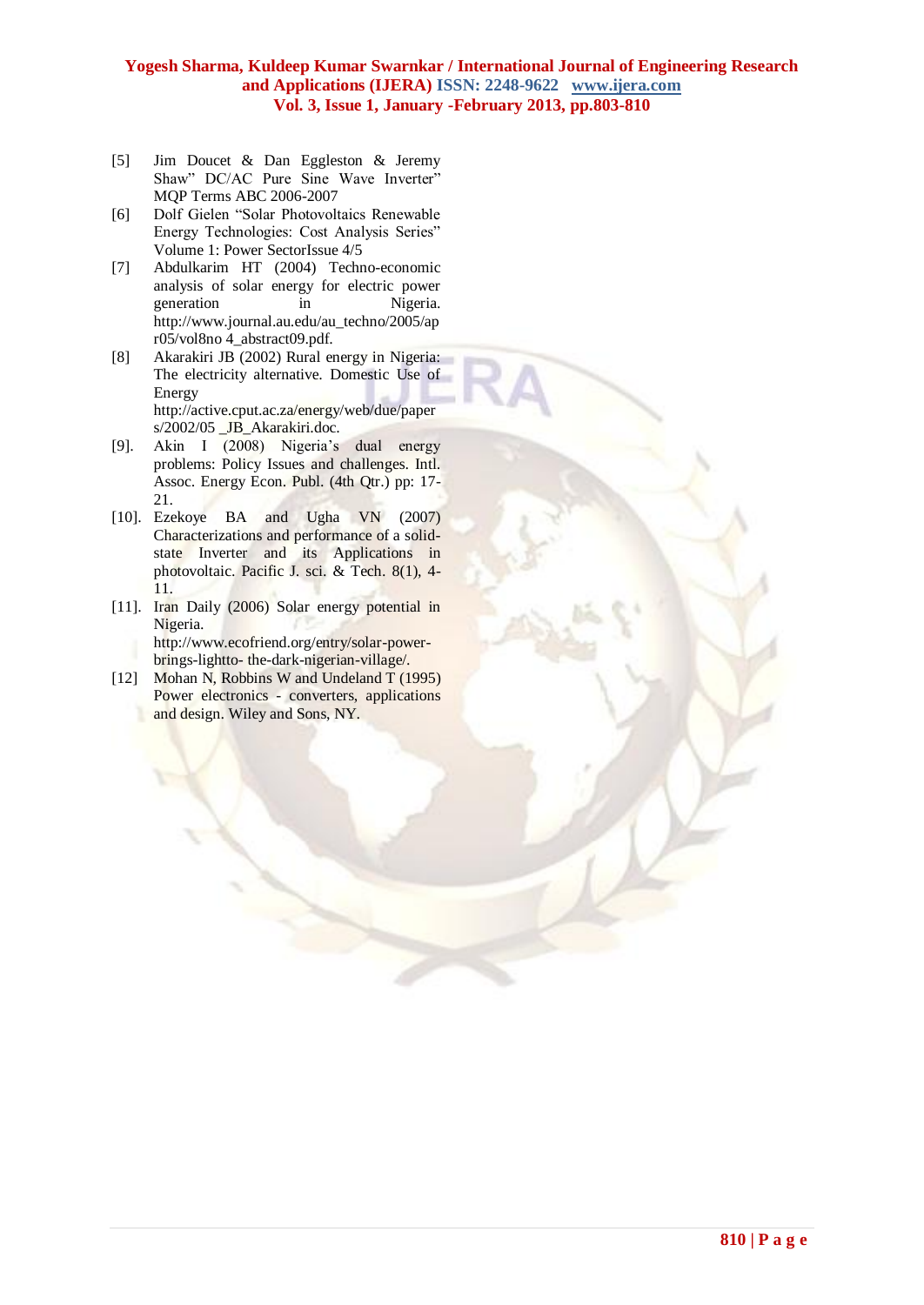[5] Jim Doucet & Dan Eggleston & Jeremy Shaw" DC/AC Pure Sine Wave Inverter" MQP Terms ABC 2006-2007

[6] Dolf Gielen "Solar Photovoltaics Renewable Energy Technologies: Cost Analysis Series" Volume 1: Power SectorIssue 4/5

[7] Abdulkarim HT (2004) Techno-economic analysis of solar energy for electric power generation in Nigeria. http://www.journal.au.edu/au_techno/2005/apr05/vol8no 4_abstract09.pdf.

[8] Akarakiri JB (2002) Rural energy in Nigeria: The electricity alternative. Domestic Use of Energy http://active.cput.ac.za/energy/web/due/papers/2002/05 _JB_Akarakiri.doc.

[9]. Akin I (2008) Nigeria's dual energy problems: Policy Issues and challenges. Intl. Assoc. Energy Econ. Publ. (4th Qtr.) pp: 17-21.

[10]. Ezekoye BA and Ugha VN (2007) Characterizations and performance of a solid-state Inverter and its Applications in photovoltaic. Pacific J. sci. & Tech. 8(1), 4-11.

[11]. Iran Daily (2006) Solar energy potential in Nigeria. http://www.ecofriend.org/entry/solar-power-brings-lightto- the-dark-nigerian-village/.

[12] Mohan N, Robbins W and Undeland T (1995) Power electronics - converters, applications and design. Wiley and Sons, NY.